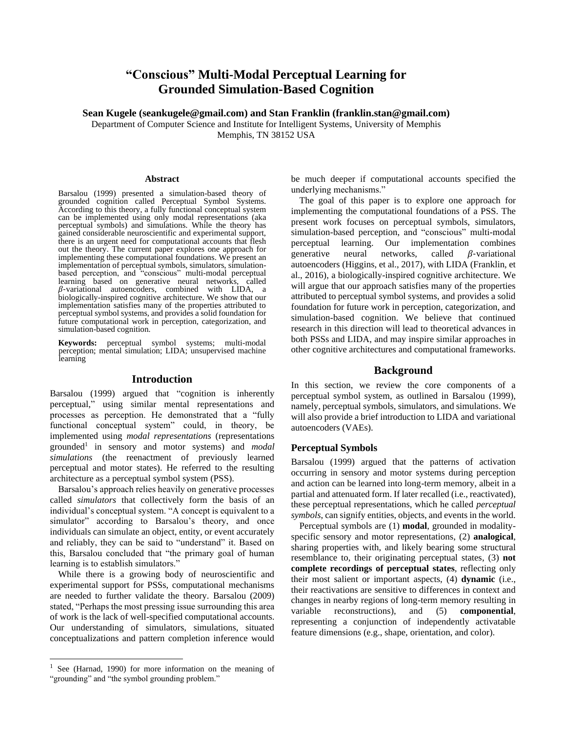# "Conscious" Multi-Modal Perceptual Learning for Grounded Simulation-Based Cognition

**Sean Kugele (seankugele@gmail.com) and Stan Franklin (franklin.stan@gmail.com)**

Department of Computer Science and Institute for Intelligent Systems, University of Memphis
Memphis, TN 38152 USA

## Abstract

Barsalou (1999) presented a simulation-based theory of grounded cognition called Perceptual Symbol Systems. According to this theory, a fully functional conceptual system can be implemented using only modal representations (aka perceptual symbols) and simulations. While the theory has gained considerable neuroscientific and experimental support, there is an urgent need for computational accounts that flesh out the theory. The current paper explores one approach for implementing these computational foundations. We present an implementation of perceptual symbols, simulators, simulation-based perception, and "conscious" multi-modal perceptual learning based on generative neural networks, called $\beta$-variational autoencoders, combined with LIDA, a biologically-inspired cognitive architecture. We show that our implementation satisfies many of the properties attributed to perceptual symbol systems, and provides a solid foundation for future computational work in perception, categorization, and simulation-based cognition.

**Keywords:** perceptual symbol systems; multi-modal perception; mental simulation; LIDA; unsupervised machine learning

## Introduction

Barsalou (1999) argued that "cognition is inherently perceptual," using similar mental representations and processes as perception. He demonstrated that a "fully functional conceptual system" could, in theory, be implemented using *modal representations* (representations grounded[1] in sensory and motor systems) and *modal simulations* (the reenactment of previously learned perceptual and motor states). He referred to the resulting architecture as a perceptual symbol system (PSS).

Barsalou's approach relies heavily on generative processes called *simulators* that collectively form the basis of an individual's conceptual system. "A concept is equivalent to a simulator" according to Barsalou's theory, and once individuals can simulate an object, entity, or event accurately and reliably, they can be said to "understand" it. Based on this, Barsalou concluded that "the primary goal of human learning is to establish simulators."

While there is a growing body of neuroscientific and experimental support for PSSs, computational mechanisms are needed to further validate the theory. Barsalou (2009) stated, "Perhaps the most pressing issue surrounding this area of work is the lack of well-specified computational accounts. Our understanding of simulators, simulations, situated conceptualizations and pattern completion inference would be much deeper if computational accounts specified the underlying mechanisms."

The goal of this paper is to explore one approach for implementing the computational foundations of a PSS. The present work focuses on perceptual symbols, simulators, simulation-based perception, and "conscious" multi-modal perceptual learning. Our implementation combines generative neural networks, called $\beta$-variational autoencoders (Higgins, et al., 2017), with LIDA (Franklin, et al., 2016), a biologically-inspired cognitive architecture. We will argue that our approach satisfies many of the properties attributed to perceptual symbol systems, and provides a solid foundation for future work in perception, categorization, and simulation-based cognition. We believe that continued research in this direction will lead to theoretical advances in both PSSs and LIDA, and may inspire similar approaches in other cognitive architectures and computational frameworks.

## Background

In this section, we review the core components of a perceptual symbol system, as outlined in Barsalou (1999), namely, perceptual symbols, simulators, and simulations. We will also provide a brief introduction to LIDA and variational autoencoders (VAEs).

### Perceptual Symbols

Barsalou (1999) argued that the patterns of activation occurring in sensory and motor systems during perception and action can be learned into long-term memory, albeit in a partial and attenuated form. If later recalled (i.e., reactivated), these perceptual representations, which he called *perceptual symbols*, can signify entities, objects, and events in the world.

Perceptual symbols are (1) **modal**, grounded in modality-specific sensory and motor representations, (2) **analogical**, sharing properties with, and likely bearing some structural resemblance to, their originating perceptual states, (3) **not complete recordings of perceptual states**, reflecting only their most salient or important aspects, (4) **dynamic** (i.e., their reactivations are sensitive to differences in context and changes in nearby regions of long-term memory resulting in variable reconstructions), and (5) **componential**, representing a conjunction of independently activatable feature dimensions (e.g., shape, orientation, and color).

[1] See (Harnad, 1990) for more information on the meaning of "grounding" and "the symbol grounding problem."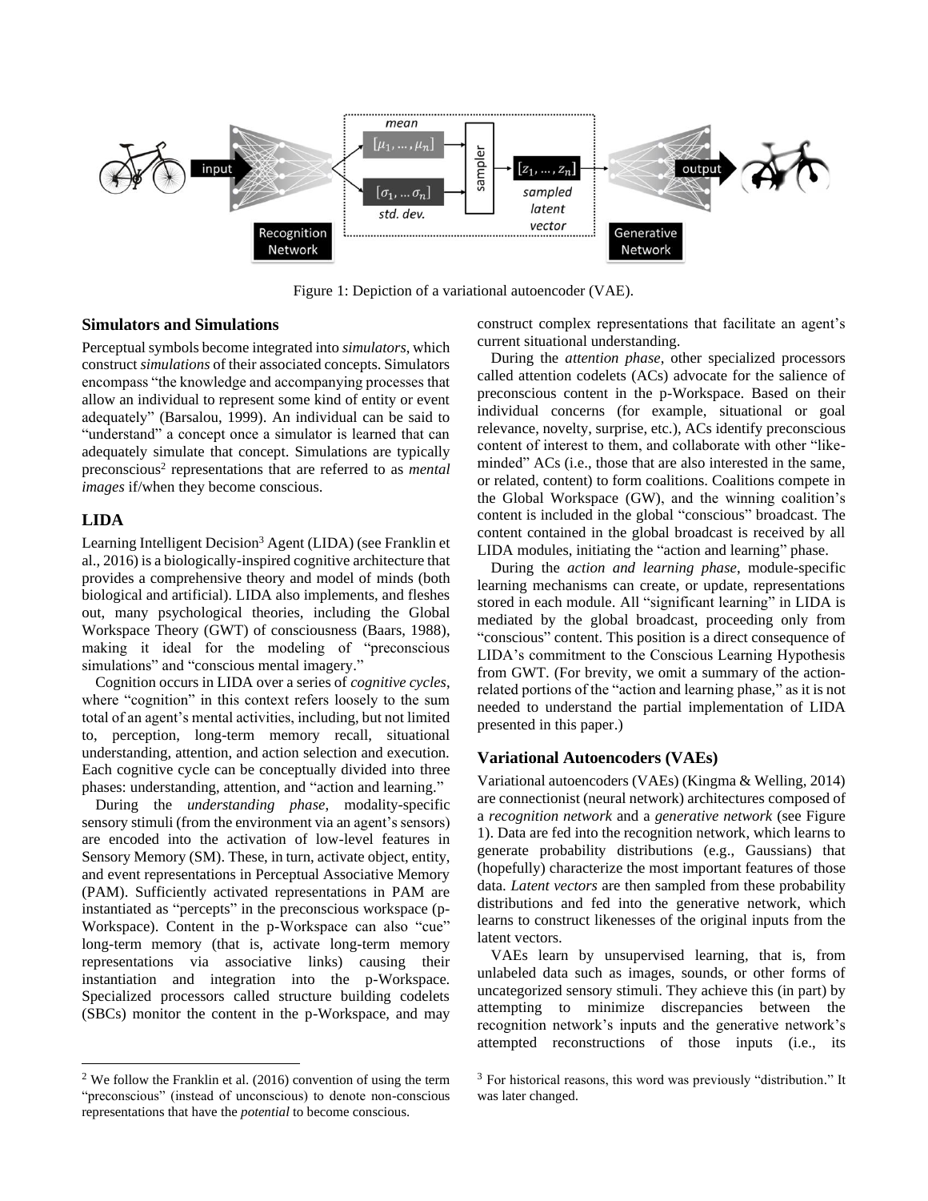Figure 1: Depiction of a variational autoencoder (VAE).

## Simulators and Simulations

Perceptual symbols become integrated into *simulators*, which construct *simulations* of their associated concepts. Simulators encompass "the knowledge and accompanying processes that allow an individual to represent some kind of entity or event adequately" (Barsalou, 1999). An individual can be said to "understand" a concept once a simulator is learned that can adequately simulate that concept. Simulations are typically preconscious[2] representations that are referred to as *mental images* if/when they become conscious.

## LIDA

Learning Intelligent Decision[3] Agent (LIDA) (see Franklin et al., 2016) is a biologically-inspired cognitive architecture that provides a comprehensive theory and model of minds (both biological and artificial). LIDA also implements, and fleshes out, many psychological theories, including the Global Workspace Theory (GWT) of consciousness (Baars, 1988), making it ideal for the modeling of "preconscious simulations" and "conscious mental imagery."

Cognition occurs in LIDA over a series of *cognitive cycles*, where "cognition" in this context refers loosely to the sum total of an agent's mental activities, including, but not limited to, perception, long-term memory recall, situational understanding, attention, and action selection and execution. Each cognitive cycle can be conceptually divided into three phases: understanding, attention, and "action and learning."

During the *understanding phase*, modality-specific sensory stimuli (from the environment via an agent's sensors) are encoded into the activation of low-level features in Sensory Memory (SM). These, in turn, activate object, entity, and event representations in Perceptual Associative Memory (PAM). Sufficiently activated representations in PAM are instantiated as "percepts" in the preconscious workspace (p-Workspace). Content in the p-Workspace can also "cue" long-term memory (that is, activate long-term memory representations via associative links) causing their instantiation and integration into the p-Workspace. Specialized processors called structure building codelets (SBCs) monitor the content in the p-Workspace, and may construct complex representations that facilitate an agent's current situational understanding.

During the *attention phase*, other specialized processors called attention codelets (ACs) advocate for the salience of preconscious content in the p-Workspace. Based on their individual concerns (for example, situational or goal relevance, novelty, surprise, etc.), ACs identify preconscious content of interest to them, and collaborate with other "like-minded" ACs (i.e., those that are also interested in the same, or related, content) to form coalitions. Coalitions compete in the Global Workspace (GW), and the winning coalition's content is included in the global "conscious" broadcast. The content contained in the global broadcast is received by all LIDA modules, initiating the "action and learning" phase.

During the *action and learning phase*, module-specific learning mechanisms can create, or update, representations stored in each module. All "significant learning" in LIDA is mediated by the global broadcast, proceeding only from "conscious" content. This position is a direct consequence of LIDA's commitment to the Conscious Learning Hypothesis from GWT. (For brevity, we omit a summary of the action-related portions of the "action and learning phase," as it is not needed to understand the partial implementation of LIDA presented in this paper.)

## Variational Autoencoders (VAEs)

Variational autoencoders (VAEs) (Kingma & Welling, 2014) are connectionist (neural network) architectures composed of a *recognition network* and a *generative network* (see Figure 1). Data are fed into the recognition network, which learns to generate probability distributions (e.g., Gaussians) that (hopefully) characterize the most important features of those data. *Latent vectors* are then sampled from these probability distributions and fed into the generative network, which learns to construct likenesses of the original inputs from the latent vectors.

VAEs learn by unsupervised learning, that is, from unlabeled data such as images, sounds, or other forms of uncategorized sensory stimuli. They achieve this (in part) by attempting to minimize discrepancies between the recognition network's inputs and the generative network's attempted reconstructions of those inputs (i.e., its

[2] We follow the Franklin et al. (2016) convention of using the term "preconscious" (instead of unconscious) to denote non-conscious representations that have the *potential* to become conscious.

[3] For historical reasons, this word was previously "distribution." It was later changed.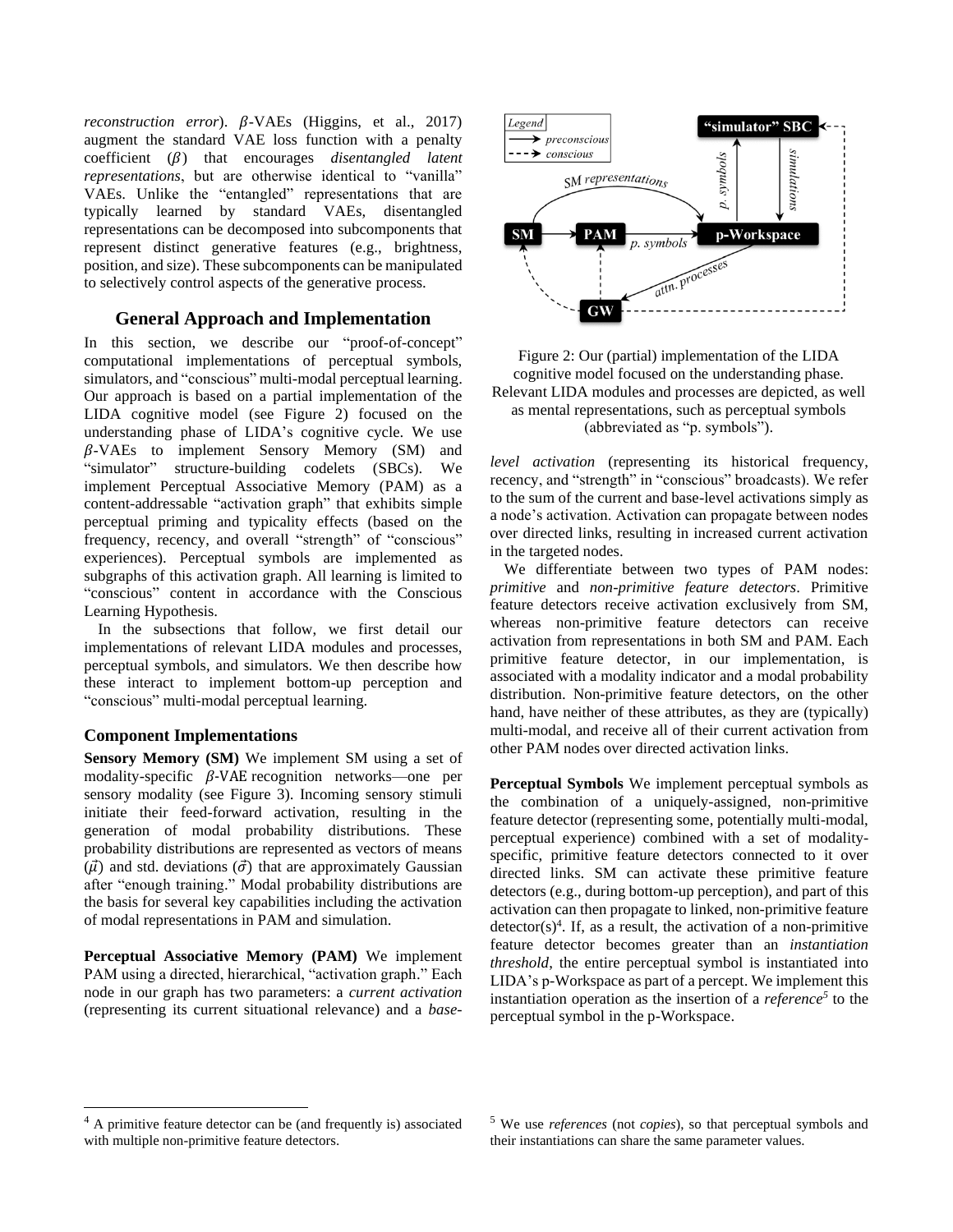*reconstruction error*). $\beta$-VAEs (Higgins, et al., 2017) augment the standard VAE loss function with a penalty coefficient ($\beta$) that encourages *disentangled latent representations*, but are otherwise identical to "vanilla" VAEs. Unlike the "entangled" representations that are typically learned by standard VAEs, disentangled representations can be decomposed into subcomponents that represent distinct generative features (e.g., brightness, position, and size). These subcomponents can be manipulated to selectively control aspects of the generative process.

## General Approach and Implementation

In this section, we describe our "proof-of-concept" computational implementations of perceptual symbols, simulators, and "conscious" multi-modal perceptual learning. Our approach is based on a partial implementation of the LIDA cognitive model (see Figure 2) focused on the understanding phase of LIDA's cognitive cycle. We use $\beta$-VAEs to implement Sensory Memory (SM) and "simulator" structure-building codelets (SBCs). We implement Perceptual Associative Memory (PAM) as a content-addressable "activation graph" that exhibits simple perceptual priming and typicality effects (based on the frequency, recency, and overall "strength" of "conscious" experiences). Perceptual symbols are implemented as subgraphs of this activation graph. All learning is limited to "conscious" content in accordance with the Conscious Learning Hypothesis.

In the subsections that follow, we first detail our implementations of relevant LIDA modules and processes, perceptual symbols, and simulators. We then describe how these interact to implement bottom-up perception and "conscious" multi-modal perceptual learning.

### Component Implementations

**Sensory Memory (SM)** We implement SM using a set of modality-specific $\beta$-VAE recognition networks—one per sensory modality (see Figure 3). Incoming sensory stimuli initiate their feed-forward activation, resulting in the generation of modal probability distributions. These probability distributions are represented as vectors of means ($\vec{\mu}$) and std. deviations ($\vec{\sigma}$) that are approximately Gaussian after "enough training." Modal probability distributions are the basis for several key capabilities including the activation of modal representations in PAM and simulation.

**Perceptual Associative Memory (PAM)** We implement PAM using a directed, hierarchical, "activation graph." Each node in our graph has two parameters: a *current activation* (representing its current situational relevance) and a *base-level activation* (representing its historical frequency, recency, and "strength" in "conscious" broadcasts). We refer to the sum of the current and base-level activations simply as a node's activation. Activation can propagate between nodes over directed links, resulting in increased current activation in the targeted nodes.

Figure 2: Our (partial) implementation of the LIDA cognitive model focused on the understanding phase. Relevant LIDA modules and processes are depicted, as well as mental representations, such as perceptual symbols (abbreviated as "p. symbols").

We differentiate between two types of PAM nodes: *primitive* and *non-primitive feature detectors*. Primitive feature detectors receive activation exclusively from SM, whereas non-primitive feature detectors can receive activation from representations in both SM and PAM. Each primitive feature detector, in our implementation, is associated with a modality indicator and a modal probability distribution. Non-primitive feature detectors, on the other hand, have neither of these attributes, as they are (typically) multi-modal, and receive all of their current activation from other PAM nodes over directed activation links.

**Perceptual Symbols** We implement perceptual symbols as the combination of a uniquely-assigned, non-primitive feature detector (representing some, potentially multi-modal, perceptual experience) combined with a set of modality-specific, primitive feature detectors connected to it over directed links. SM can activate these primitive feature detectors (e.g., during bottom-up perception), and part of this activation can then propagate to linked, non-primitive feature detector(s)[4]. If, as a result, the activation of a non-primitive feature detector becomes greater than an *instantiation threshold*, the entire perceptual symbol is instantiated into LIDA's p-Workspace as part of a percept. We implement this instantiation operation as the insertion of a *reference*[5] to the perceptual symbol in the p-Workspace.

[4] A primitive feature detector can be (and frequently is) associated with multiple non-primitive feature detectors.

[5] We use *references* (not *copies*), so that perceptual symbols and their instantiations can share the same parameter values.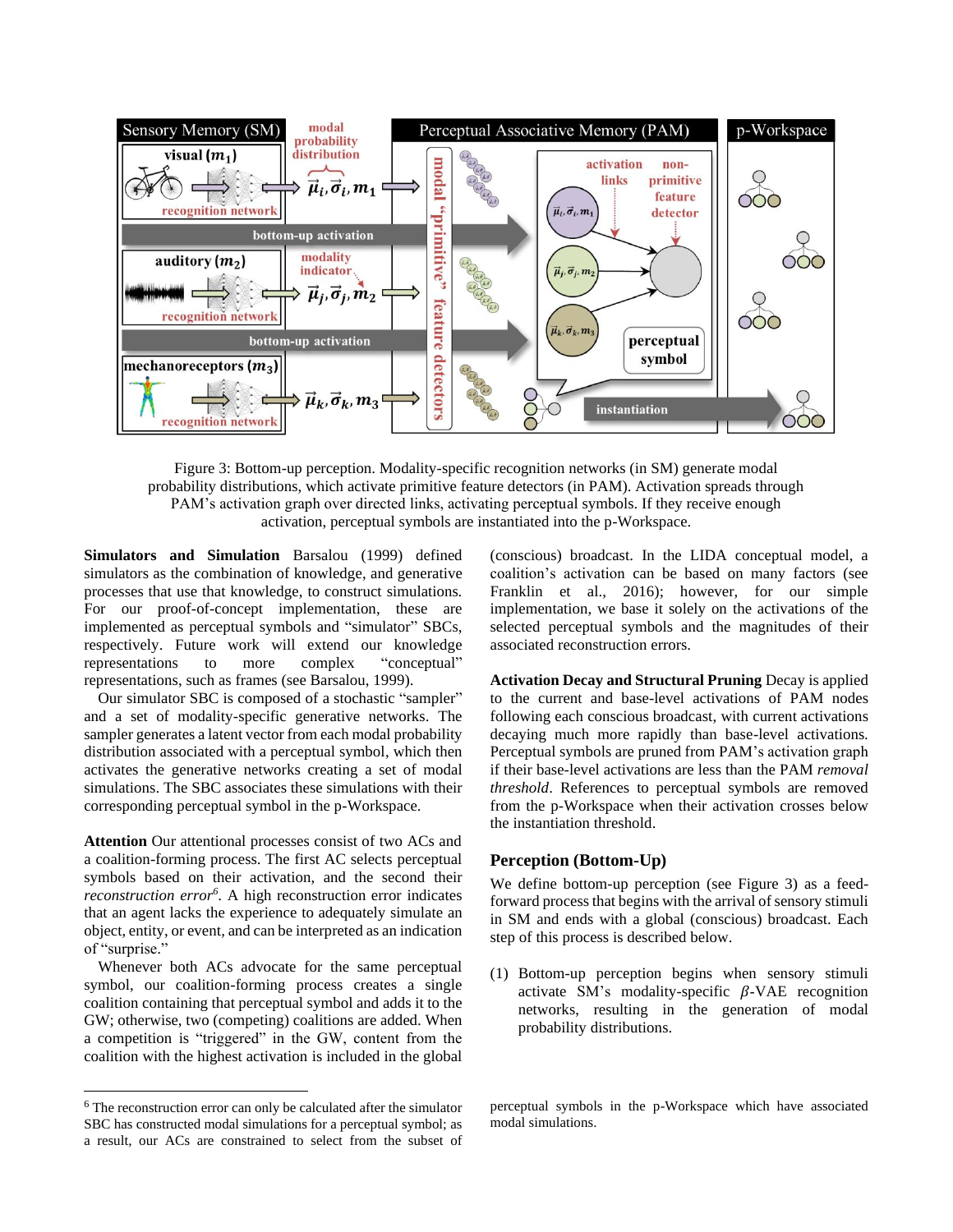Figure 3: Bottom-up perception. Modality-specific recognition networks (in SM) generate modal probability distributions, which activate primitive feature detectors (in PAM). Activation spreads through PAM's activation graph over directed links, activating perceptual symbols. If they receive enough activation, perceptual symbols are instantiated into the p-Workspace.

**Simulators and Simulation** Barsalou (1999) defined simulators as the combination of knowledge, and generative processes that use that knowledge, to construct simulations. For our proof-of-concept implementation, these are implemented as perceptual symbols and "simulator" SBCs, respectively. Future work will extend our knowledge representations to more complex "conceptual" representations, such as frames (see Barsalou, 1999).

Our simulator SBC is composed of a stochastic "sampler" and a set of modality-specific generative networks. The sampler generates a latent vector from each modal probability distribution associated with a perceptual symbol, which then activates the generative networks creating a set of modal simulations. The SBC associates these simulations with their corresponding perceptual symbol in the p-Workspace.

**Attention** Our attentional processes consist of two ACs and a coalition-forming process. The first AC selects perceptual symbols based on their activation, and the second their *reconstruction error*[6]. A high reconstruction error indicates that an agent lacks the experience to adequately simulate an object, entity, or event, and can be interpreted as an indication of "surprise."

Whenever both ACs advocate for the same perceptual symbol, our coalition-forming process creates a single coalition containing that perceptual symbol and adds it to the GW; otherwise, two (competing) coalitions are added. When a competition is "triggered" in the GW, content from the coalition with the highest activation is included in the global (conscious) broadcast. In the LIDA conceptual model, a coalition's activation can be based on many factors (see Franklin et al., 2016); however, for our simple implementation, we base it solely on the activations of the selected perceptual symbols and the magnitudes of their associated reconstruction errors.

**Activation Decay and Structural Pruning** Decay is applied to the current and base-level activations of PAM nodes following each conscious broadcast, with current activations decaying much more rapidly than base-level activations. Perceptual symbols are pruned from PAM's activation graph if their base-level activations are less than the PAM *removal threshold*. References to perceptual symbols are removed from the p-Workspace when their activation crosses below the instantiation threshold.

## Perception (Bottom-Up)

We define bottom-up perception (see Figure 3) as a feed-forward process that begins with the arrival of sensory stimuli in SM and ends with a global (conscious) broadcast. Each step of this process is described below.

(1) Bottom-up perception begins when sensory stimuli activate SM's modality-specific $\beta$-VAE recognition networks, resulting in the generation of modal probability distributions.

[6] The reconstruction error can only be calculated after the simulator SBC has constructed modal simulations for a perceptual symbol; as a result, our ACs are constrained to select from the subset of perceptual symbols in the p-Workspace which have associated modal simulations.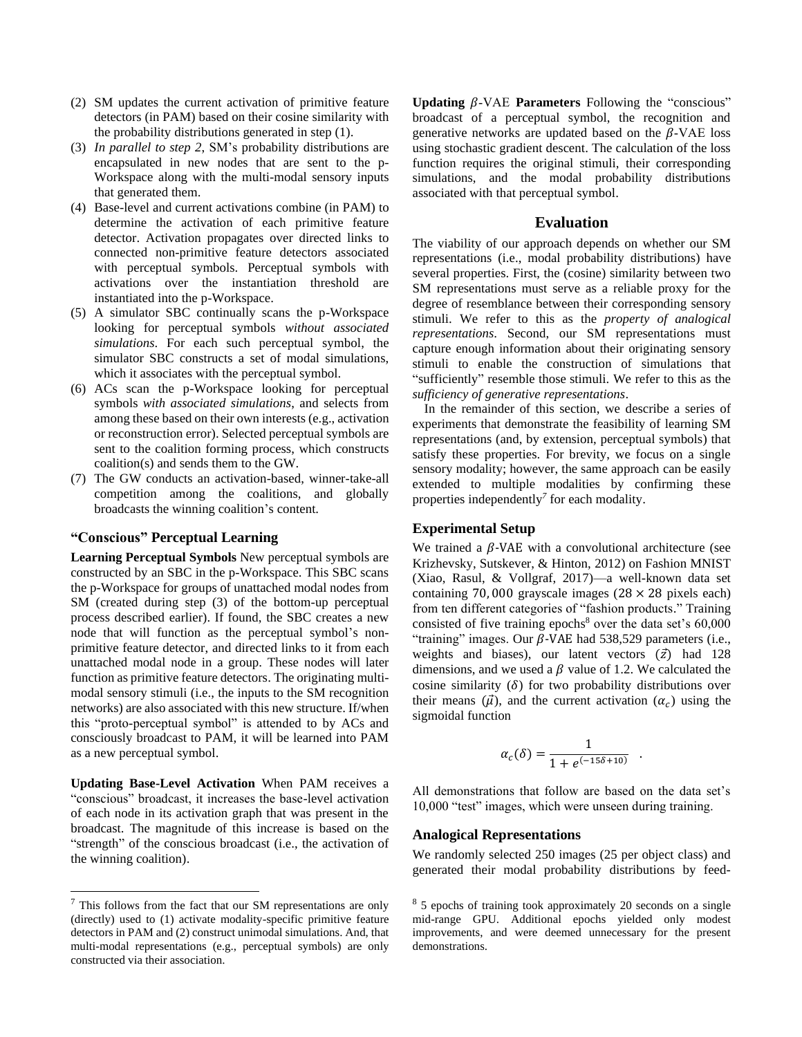(2) SM updates the current activation of primitive feature detectors (in PAM) based on their cosine similarity with the probability distributions generated in step (1).
(3) *In parallel to step 2*, SM's probability distributions are encapsulated in new nodes that are sent to the p-Workspace along with the multi-modal sensory inputs that generated them.
(4) Base-level and current activations combine (in PAM) to determine the activation of each primitive feature detector. Activation propagates over directed links to connected non-primitive feature detectors associated with perceptual symbols. Perceptual symbols with activations over the instantiation threshold are instantiated into the p-Workspace.
(5) A simulator SBC continually scans the p-Workspace looking for perceptual symbols *without associated simulations*. For each such perceptual symbol, the simulator SBC constructs a set of modal simulations, which it associates with the perceptual symbol.
(6) ACs scan the p-Workspace looking for perceptual symbols *with associated simulations*, and selects from among these based on their own interests (e.g., activation or reconstruction error). Selected perceptual symbols are sent to the coalition forming process, which constructs coalition(s) and sends them to the GW.
(7) The GW conducts an activation-based, winner-take-all competition among the coalitions, and globally broadcasts the winning coalition's content.

### "Conscious" Perceptual Learning

**Learning Perceptual Symbols** New perceptual symbols are constructed by an SBC in the p-Workspace. This SBC scans the p-Workspace for groups of unattached modal nodes from SM (created during step (3) of the bottom-up perceptual process described earlier). If found, the SBC creates a new node that will function as the perceptual symbol's non-primitive feature detector, and directed links to it from each unattached modal node in a group. These nodes will later function as primitive feature detectors. The originating multi-modal sensory stimuli (i.e., the inputs to the SM recognition networks) are also associated with this new structure. If/when this "proto-perceptual symbol" is attended to by ACs and consciously broadcast to PAM, it will be learned into PAM as a new perceptual symbol.

**Updating Base-Level Activation** When PAM receives a "conscious" broadcast, it increases the base-level activation of each node in its activation graph that was present in the broadcast. The magnitude of this increase is based on the "strength" of the conscious broadcast (i.e., the activation of the winning coalition).

**Updating $\beta$-VAE Parameters** Following the "conscious" broadcast of a perceptual symbol, the recognition and generative networks are updated based on the $\beta$-VAE loss using stochastic gradient descent. The calculation of the loss function requires the original stimuli, their corresponding simulations, and the modal probability distributions associated with that perceptual symbol.

## Evaluation

The viability of our approach depends on whether our SM representations (i.e., modal probability distributions) have several properties. First, the (cosine) similarity between two SM representations must serve as a reliable proxy for the degree of resemblance between their corresponding sensory stimuli. We refer to this as the *property of analogical representations*. Second, our SM representations must capture enough information about their originating sensory stimuli to enable the construction of simulations that "sufficiently" resemble those stimuli. We refer to this as the *sufficiency of generative representations*.

In the remainder of this section, we describe a series of experiments that demonstrate the feasibility of learning SM representations (and, by extension, perceptual symbols) that satisfy these properties. For brevity, we focus on a single sensory modality; however, the same approach can be easily extended to multiple modalities by confirming these properties independently[7] for each modality.

### Experimental Setup

We trained a $\beta$-VAE with a convolutional architecture (see Krizhevsky, Sutskever, & Hinton, 2012) on Fashion MNIST (Xiao, Rasul, & Vollgraf, 2017)—a well-known data set containing $70,000$ grayscale images ($28 \times 28$ pixels each) from ten different categories of "fashion products." Training consisted of five training epochs[8] over the data set's 60,000 "training" images. Our $\beta$-VAE had 538,529 parameters (i.e., weights and biases), our latent vectors ($\vec{z}$) had 128 dimensions, and we used a $\beta$ value of 1.2. We calculated the cosine similarity ($\delta$) for two probability distributions over their means ($\vec{\mu}$), and the current activation ($\alpha_c$) using the sigmoidal function

$$\alpha_c(\delta) = \frac{1}{1 + e^{(-15\delta + 10)}} \quad .$$

All demonstrations that follow are based on the data set's 10,000 "test" images, which were unseen during training.

### Analogical Representations

We randomly selected 250 images (25 per object class) and generated their modal probability distributions by feed-

---

[7] This follows from the fact that our SM representations are only (directly) used to (1) activate modality-specific primitive feature detectors in PAM and (2) construct unimodal simulations. And, that multi-modal representations (e.g., perceptual symbols) are only constructed via their association.

[8] 5 epochs of training took approximately 20 seconds on a single mid-range GPU. Additional epochs yielded only modest improvements, and were deemed unnecessary for the present demonstrations.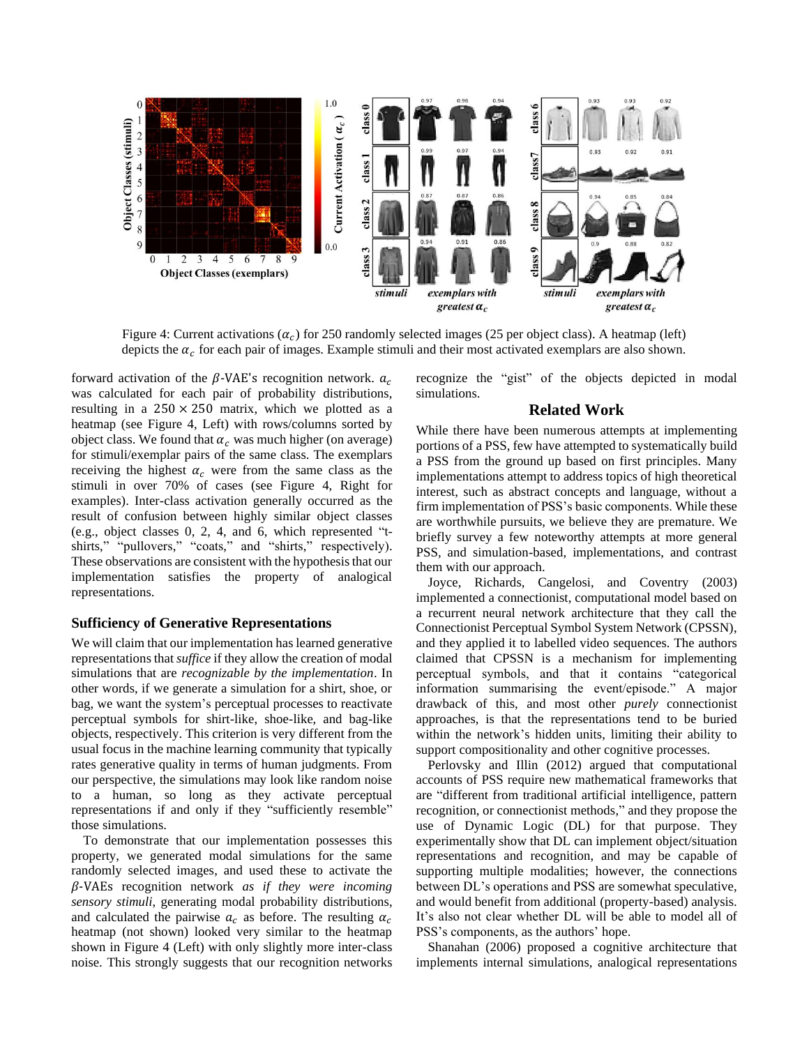Figure 4: Current activations ($\alpha_c$) for 250 randomly selected images (25 per object class). A heatmap (left) depicts the $\alpha_c$ for each pair of images. Example stimuli and their most activated exemplars are also shown.

forward activation of the $\beta$-VAE's recognition network. $\alpha_c$ was calculated for each pair of probability distributions, resulting in a $250 \times 250$ matrix, which we plotted as a heatmap (see Figure 4, Left) with rows/columns sorted by object class. We found that $\alpha_c$ was much higher (on average) for stimuli/exemplar pairs of the same class. The exemplars receiving the highest $\alpha_c$ were from the same class as the stimuli in over 70% of cases (see Figure 4, Right for examples). Inter-class activation generally occurred as the result of confusion between highly similar object classes (e.g., object classes 0, 2, 4, and 6, which represented "t-shirts," "pullovers," "coats," and "shirts," respectively). These observations are consistent with the hypothesis that our implementation satisfies the property of analogical representations.

### Sufficiency of Generative Representations

We will claim that our implementation has learned generative representations that *suffice* if they allow the creation of modal simulations that are *recognizable by the implementation*. In other words, if we generate a simulation for a shirt, shoe, or bag, we want the system's perceptual processes to reactivate perceptual symbols for shirt-like, shoe-like, and bag-like objects, respectively. This criterion is very different from the usual focus in the machine learning community that typically rates generative quality in terms of human judgments. From our perspective, the simulations may look like random noise to a human, so long as they activate perceptual representations if and only if they "sufficiently resemble" those simulations.

To demonstrate that our implementation possesses this property, we generated modal simulations for the same randomly selected images, and used these to activate the $\beta$-VAEs recognition network *as if they were incoming sensory stimuli*, generating modal probability distributions, and calculated the pairwise $\alpha_c$ as before. The resulting $\alpha_c$ heatmap (not shown) looked very similar to the heatmap shown in Figure 4 (Left) with only slightly more inter-class noise. This strongly suggests that our recognition networks recognize the "gist" of the objects depicted in modal simulations.

## Related Work

While there have been numerous attempts at implementing portions of a PSS, few have attempted to systematically build a PSS from the ground up based on first principles. Many implementations attempt to address topics of high theoretical interest, such as abstract concepts and language, without a firm implementation of PSS's basic components. While these are worthwhile pursuits, we believe they are premature. We briefly survey a few noteworthy attempts at more general PSS, and simulation-based, implementations, and contrast them with our approach.

Joyce, Richards, Cangelosi, and Coventry (2003) implemented a connectionist, computational model based on a recurrent neural network architecture that they call the Connectionist Perceptual Symbol System Network (CPSSN), and they applied it to labelled video sequences. The authors claimed that CPSSN is a mechanism for implementing perceptual symbols, and that it contains "categorical information summarising the event/episode." A major drawback of this, and most other *purely* connectionist approaches, is that the representations tend to be buried within the network's hidden units, limiting their ability to support compositionality and other cognitive processes.

Perlovsky and Illin (2012) argued that computational accounts of PSS require new mathematical frameworks that are "different from traditional artificial intelligence, pattern recognition, or connectionist methods," and they propose the use of Dynamic Logic (DL) for that purpose. They experimentally show that DL can implement object/situation representations and recognition, and may be capable of supporting multiple modalities; however, the connections between DL's operations and PSS are somewhat speculative, and would benefit from additional (property-based) analysis. It's also not clear whether DL will be able to model all of PSS's components, as the authors' hope.

Shanahan (2006) proposed a cognitive architecture that implements internal simulations, analogical representations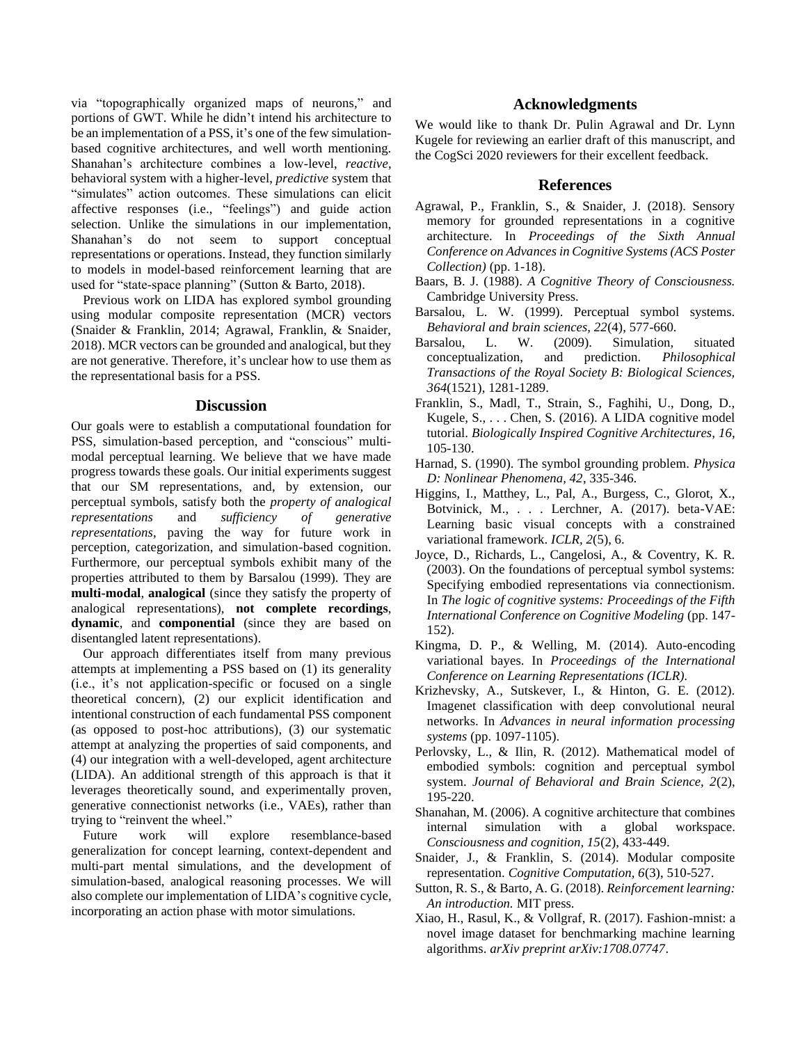via "topographically organized maps of neurons," and portions of GWT. While he didn't intend his architecture to be an implementation of a PSS, it's one of the few simulation-based cognitive architectures, and well worth mentioning. Shanahan's architecture combines a low-level, *reactive*, behavioral system with a higher-level, *predictive* system that "simulates" action outcomes. These simulations can elicit affective responses (i.e., "feelings") and guide action selection. Unlike the simulations in our implementation, Shanahan's do not seem to support conceptual representations or operations. Instead, they function similarly to models in model-based reinforcement learning that are used for "state-space planning" (Sutton & Barto, 2018).

Previous work on LIDA has explored symbol grounding using modular composite representation (MCR) vectors (Snaider & Franklin, 2014; Agrawal, Franklin, & Snaider, 2018). MCR vectors can be grounded and analogical, but they are not generative. Therefore, it's unclear how to use them as the representational basis for a PSS.

## Discussion

Our goals were to establish a computational foundation for PSS, simulation-based perception, and "conscious" multi-modal perceptual learning. We believe that we have made progress towards these goals. Our initial experiments suggest that our SM representations, and, by extension, our perceptual symbols, satisfy both the *property of analogical representations* and *sufficiency of generative representations*, paving the way for future work in perception, categorization, and simulation-based cognition. Furthermore, our perceptual symbols exhibit many of the properties attributed to them by Barsalou (1999). They are **multi-modal**, **analogical** (since they satisfy the property of analogical representations), **not complete recordings**, **dynamic**, and **componential** (since they are based on disentangled latent representations).

Our approach differentiates itself from many previous attempts at implementing a PSS based on (1) its generality (i.e., it's not application-specific or focused on a single theoretical concern), (2) our explicit identification and intentional construction of each fundamental PSS component (as opposed to post-hoc attributions), (3) our systematic attempt at analyzing the properties of said components, and (4) our integration with a well-developed, agent architecture (LIDA). An additional strength of this approach is that it leverages theoretically sound, and experimentally proven, generative connectionist networks (i.e., VAEs), rather than trying to "reinvent the wheel."

Future work will explore resemblance-based generalization for concept learning, context-dependent and multi-part mental simulations, and the development of simulation-based, analogical reasoning processes. We will also complete our implementation of LIDA's cognitive cycle, incorporating an action phase with motor simulations.

## Acknowledgments

We would like to thank Dr. Pulin Agrawal and Dr. Lynn Kugele for reviewing an earlier draft of this manuscript, and the CogSci 2020 reviewers for their excellent feedback.

## References

Agrawal, P., Franklin, S., & Snaider, J. (2018). Sensory memory for grounded representations in a cognitive architecture. In *Proceedings of the Sixth Annual Conference on Advances in Cognitive Systems (ACS Poster Collection)* (pp. 1-18).

Baars, B. J. (1988). *A Cognitive Theory of Consciousness.* Cambridge University Press.

Barsalou, L. W. (1999). Perceptual symbol systems. *Behavioral and brain sciences, 22*(4), 577-660.

Barsalou, L. W. (2009). Simulation, situated conceptualization, and prediction. *Philosophical Transactions of the Royal Society B: Biological Sciences, 364*(1521), 1281-1289.

Franklin, S., Madl, T., Strain, S., Faghihi, U., Dong, D., Kugele, S., . . . Chen, S. (2016). A LIDA cognitive model tutorial. *Biologically Inspired Cognitive Architectures, 16*, 105-130.

Harnad, S. (1990). The symbol grounding problem. *Physica D: Nonlinear Phenomena, 42*, 335-346.

Higgins, I., Matthey, L., Pal, A., Burgess, C., Glorot, X., Botvinick, M., . . . Lerchner, A. (2017). beta-VAE: Learning basic visual concepts with a constrained variational framework. *ICLR, 2*(5), 6.

Joyce, D., Richards, L., Cangelosi, A., & Coventry, K. R. (2003). On the foundations of perceptual symbol systems: Specifying embodied representations via connectionism. In *The logic of cognitive systems: Proceedings of the Fifth International Conference on Cognitive Modeling* (pp. 147-152).

Kingma, D. P., & Welling, M. (2014). Auto-encoding variational bayes. In *Proceedings of the International Conference on Learning Representations (ICLR).*

Krizhevsky, A., Sutskever, I., & Hinton, G. E. (2012). Imagenet classification with deep convolutional neural networks. In *Advances in neural information processing systems* (pp. 1097-1105).

Perlovsky, L., & Ilin, R. (2012). Mathematical model of embodied symbols: cognition and perceptual symbol system. *Journal of Behavioral and Brain Science, 2*(2), 195-220.

Shanahan, M. (2006). A cognitive architecture that combines internal simulation with a global workspace. *Consciousness and cognition, 15*(2), 433-449.

Snaider, J., & Franklin, S. (2014). Modular composite representation. *Cognitive Computation, 6*(3), 510-527.

Sutton, R. S., & Barto, A. G. (2018). *Reinforcement learning: An introduction.* MIT press.

Xiao, H., Rasul, K., & Vollgraf, R. (2017). Fashion-mnist: a novel image dataset for benchmarking machine learning algorithms. *arXiv preprint arXiv:1708.07747*.